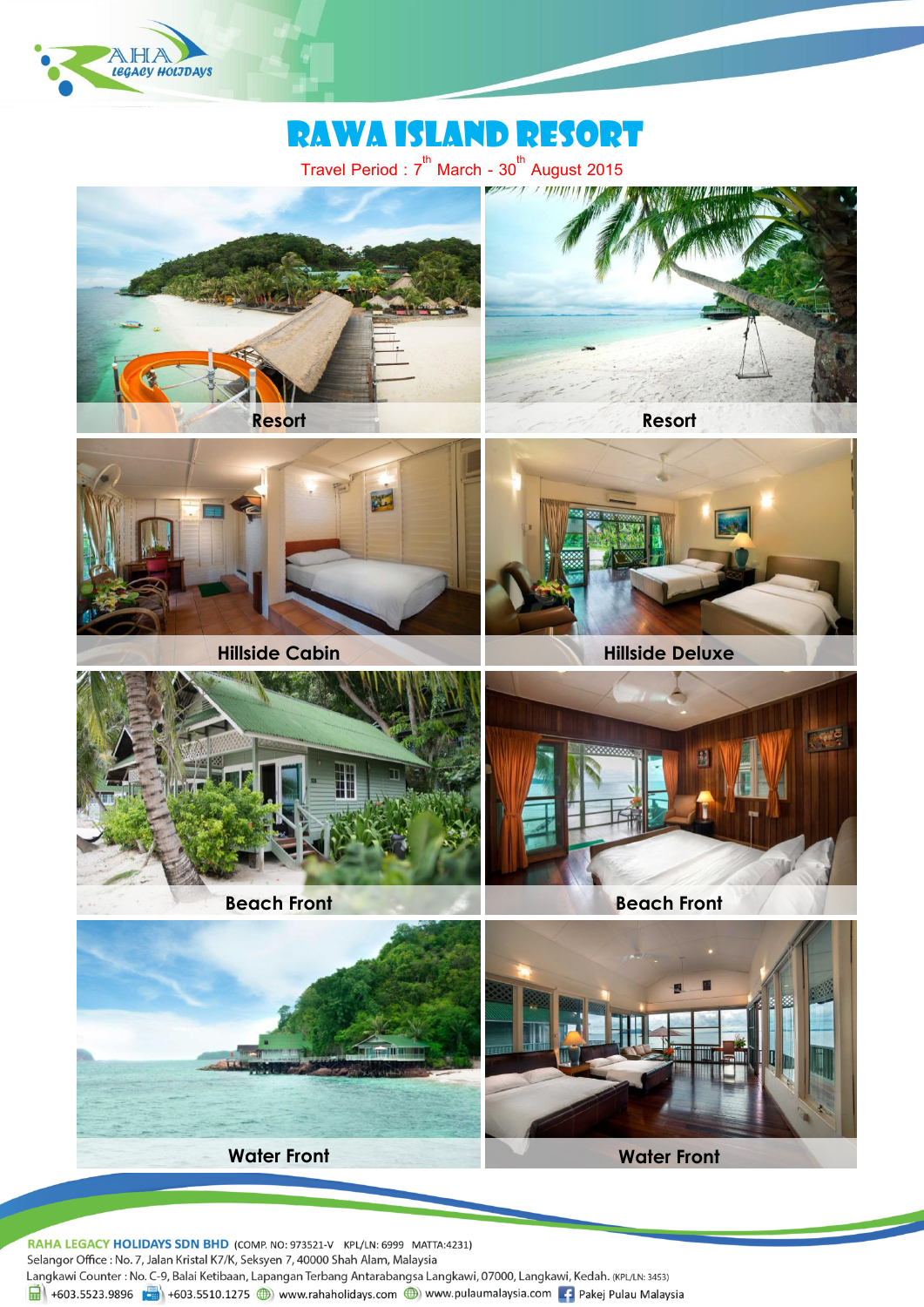# RAWA ISLAND RESORT

Travel Period : 7th March - 30th August 2015

Resort

Resort

Hillside Cabin

Hillside Deluxe

Beach Front

Beach Front

Water Front

Water Front

**RAHA LEGACY HOLIDAYS SDN BHD** (COMP. NO: 973521-V KPL/LN: 6999 MATTA:4231)
Selangor Office : No. 7, Jalan Kristal K7/K, Seksyen 7, 40000 Shah Alam, Malaysia
Langkawi Counter : No. C-9, Balai Ketibaan, Lapangan Terbang Antarabangsa Langkawi, 07000, Langkawi, Kedah. (KPL/LN: 3453)
+603.5523.9896 +603.5510.1275 www.rahaholidays.com www.pulaumalaysia.com Pakej Pulau Malaysia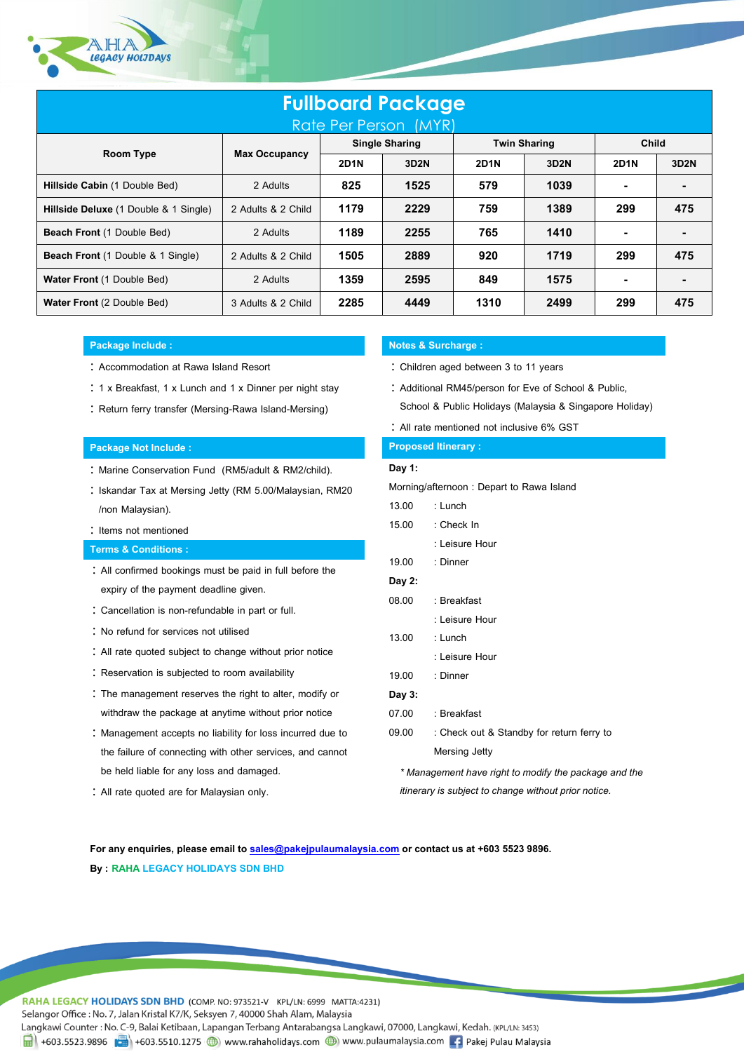# Fullboard Package

Rate Per Person (MYR)

| Room Type | Max Occupancy | Single Sharing | | Twin Sharing | | Child | |
|---|---|---|---|---|---|---|---|
| | | 2D1N | 3D2N | 2D1N | 3D2N | 2D1N | 3D2N |
| **Hillside Cabin** (1 Double Bed) | 2 Adults | **825** | **1525** | **579** | **1039** | - | - |
| **Hillside Deluxe** (1 Double & 1 Single) | 2 Adults & 2 Child | **1179** | **2229** | **759** | **1389** | **299** | **475** |
| **Beach Front** (1 Double Bed) | 2 Adults | **1189** | **2255** | **765** | **1410** | - | - |
| **Beach Front** (1 Double & 1 Single) | 2 Adults & 2 Child | **1505** | **2889** | **920** | **1719** | **299** | **475** |
| **Water Front** (1 Double Bed) | 2 Adults | **1359** | **2595** | **849** | **1575** | - | - |
| **Water Front** (2 Double Bed) | 3 Adults & 2 Child | **2285** | **4449** | **1310** | **2499** | **299** | **475** |

## Package Include :

- Accommodation at Rawa Island Resort
- 1 x Breakfast, 1 x Lunch and 1 x Dinner per night stay
- Return ferry transfer (Mersing-Rawa Island-Mersing)

## Package Not Include :

- Marine Conservation Fund (RM5/adult & RM2/child).
- Iskandar Tax at Mersing Jetty (RM 5.00/Malaysian, RM20 /non Malaysian).
- Items not mentioned

## Terms & Conditions :

- All confirmed bookings must be paid in full before the expiry of the payment deadline given.
- Cancellation is non-refundable in part or full.
- No refund for services not utilised
- All rate quoted subject to change without prior notice
- Reservation is subjected to room availability
- The management reserves the right to alter, modify or withdraw the package at anytime without prior notice
- Management accepts no liability for loss incurred due to the failure of connecting with other services, and cannot be held liable for any loss and damaged.
- All rate quoted are for Malaysian only.

## Notes & Surcharge :

- Children aged between 3 to 11 years
- Additional RM45/person for Eve of School & Public, School & Public Holidays (Malaysia & Singapore Holiday)
- All rate mentioned not inclusive 6% GST

## Proposed Itinerary :

**Day 1:**

Morning/afternoon : Depart to Rawa Island

13.00 : Lunch

15.00 : Check In

: Leisure Hour

19.00 : Dinner

**Day 2:**

08.00 : Breakfast

: Leisure Hour

13.00 : Lunch

: Leisure Hour

19.00 : Dinner

**Day 3:**

07.00 : Breakfast

09.00 : Check out & Standby for return ferry to Mersing Jetty

*\* Management have right to modify the package and the itinerary is subject to change without prior notice.*

**For any enquiries, please email to sales@pakejpulaumalaysia.com or contact us at +603 5523 9896.**

**By : RAHA LEGACY HOLIDAYS SDN BHD**

RAHA LEGACY HOLIDAYS SDN BHD (COMP. NO: 973521-V KPL/LN: 6999 MATTA:4231)

Selangor Office : No. 7, Jalan Kristal K7/K, Seksyen 7, 40000 Shah Alam, Malaysia

Langkawi Counter : No. C-9, Balai Ketibaan, Lapangan Terbang Antarabangsa Langkawi, 07000, Langkawi, Kedah. (KPL/LN: 3453)

+603.5523.9896 | +603.5510.1275 | www.rahaholidays.com | www.pulaumalaysia.com | Pakej Pulau Malaysia